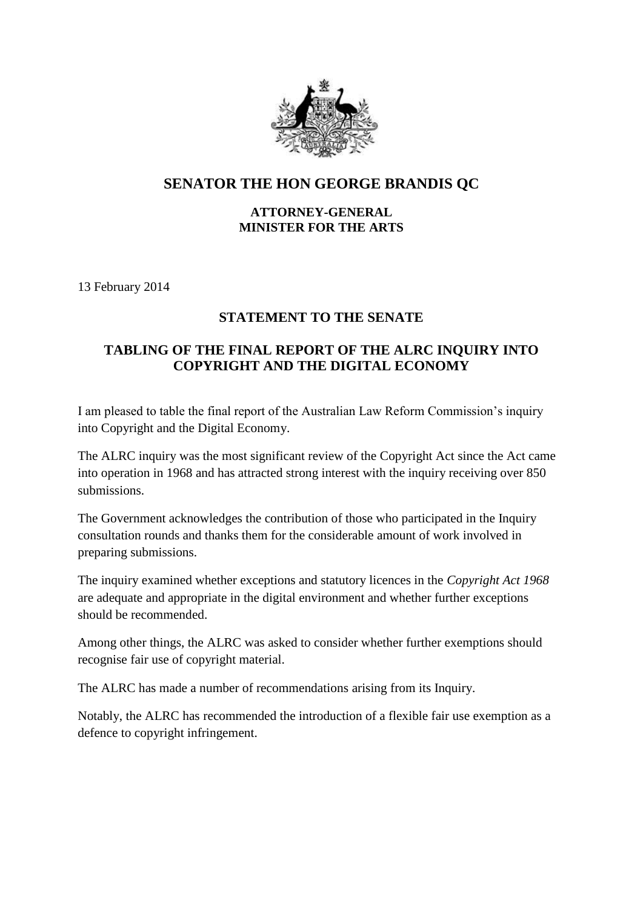# SENATOR THE HON GEORGE BRANDIS QC

**ATTORNEY-GENERAL**
**MINISTER FOR THE ARTS**

13 February 2014

## STATEMENT TO THE SENATE

## TABLING OF THE FINAL REPORT OF THE ALRC INQUIRY INTO COPYRIGHT AND THE DIGITAL ECONOMY

I am pleased to table the final report of the Australian Law Reform Commission's inquiry into Copyright and the Digital Economy.

The ALRC inquiry was the most significant review of the Copyright Act since the Act came into operation in 1968 and has attracted strong interest with the inquiry receiving over 850 submissions.

The Government acknowledges the contribution of those who participated in the Inquiry consultation rounds and thanks them for the considerable amount of work involved in preparing submissions.

The inquiry examined whether exceptions and statutory licences in the *Copyright Act 1968* are adequate and appropriate in the digital environment and whether further exceptions should be recommended.

Among other things, the ALRC was asked to consider whether further exemptions should recognise fair use of copyright material.

The ALRC has made a number of recommendations arising from its Inquiry.

Notably, the ALRC has recommended the introduction of a flexible fair use exemption as a defence to copyright infringement.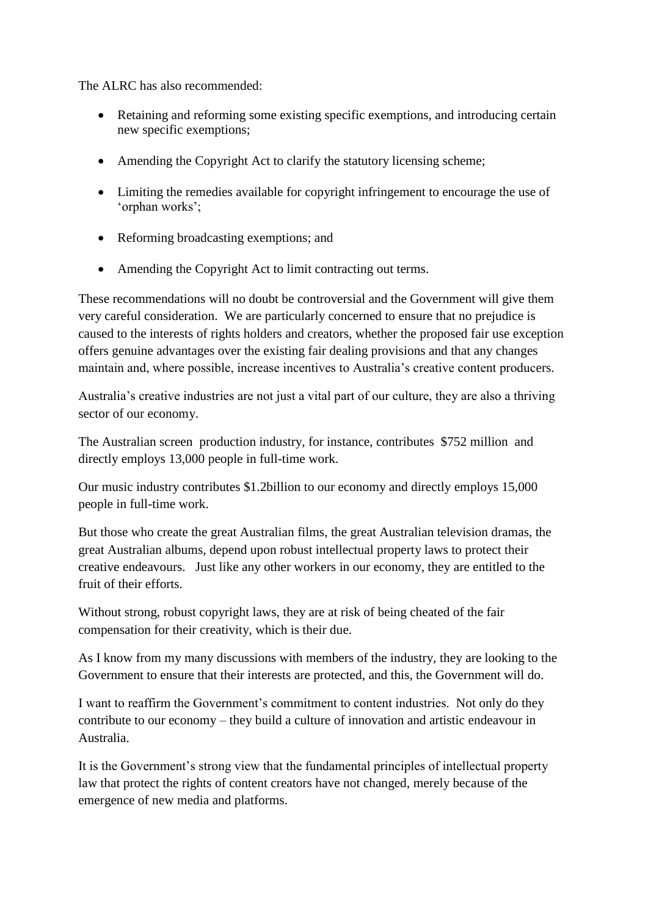The ALRC has also recommended:

- Retaining and reforming some existing specific exemptions, and introducing certain new specific exemptions;
- Amending the Copyright Act to clarify the statutory licensing scheme;
- Limiting the remedies available for copyright infringement to encourage the use of 'orphan works';
- Reforming broadcasting exemptions; and
- Amending the Copyright Act to limit contracting out terms.

These recommendations will no doubt be controversial and the Government will give them very careful consideration. We are particularly concerned to ensure that no prejudice is caused to the interests of rights holders and creators, whether the proposed fair use exception offers genuine advantages over the existing fair dealing provisions and that any changes maintain and, where possible, increase incentives to Australia's creative content producers.

Australia's creative industries are not just a vital part of our culture, they are also a thriving sector of our economy.

The Australian screen production industry, for instance, contributes $752 million and directly employs 13,000 people in full-time work.

Our music industry contributes $1.2billion to our economy and directly employs 15,000 people in full-time work.

But those who create the great Australian films, the great Australian television dramas, the great Australian albums, depend upon robust intellectual property laws to protect their creative endeavours. Just like any other workers in our economy, they are entitled to the fruit of their efforts.

Without strong, robust copyright laws, they are at risk of being cheated of the fair compensation for their creativity, which is their due.

As I know from my many discussions with members of the industry, they are looking to the Government to ensure that their interests are protected, and this, the Government will do.

I want to reaffirm the Government's commitment to content industries. Not only do they contribute to our economy – they build a culture of innovation and artistic endeavour in Australia.

It is the Government's strong view that the fundamental principles of intellectual property law that protect the rights of content creators have not changed, merely because of the emergence of new media and platforms.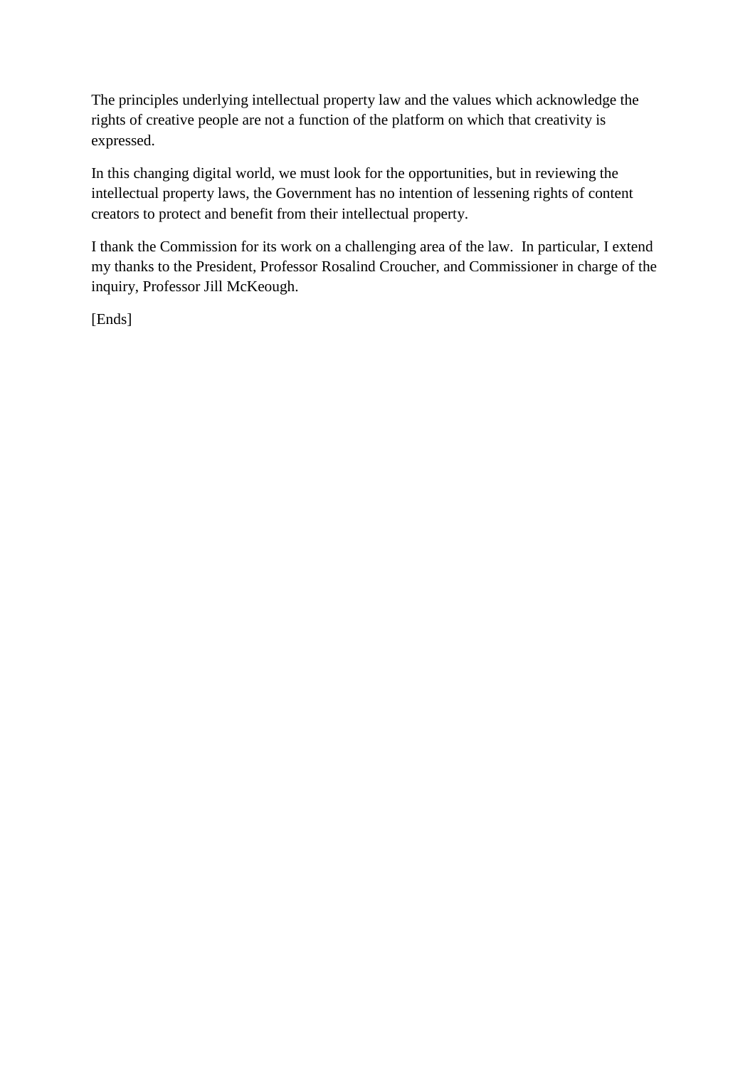The principles underlying intellectual property law and the values which acknowledge the rights of creative people are not a function of the platform on which that creativity is expressed.

In this changing digital world, we must look for the opportunities, but in reviewing the intellectual property laws, the Government has no intention of lessening rights of content creators to protect and benefit from their intellectual property.

I thank the Commission for its work on a challenging area of the law. In particular, I extend my thanks to the President, Professor Rosalind Croucher, and Commissioner in charge of the inquiry, Professor Jill McKeough.

[Ends]